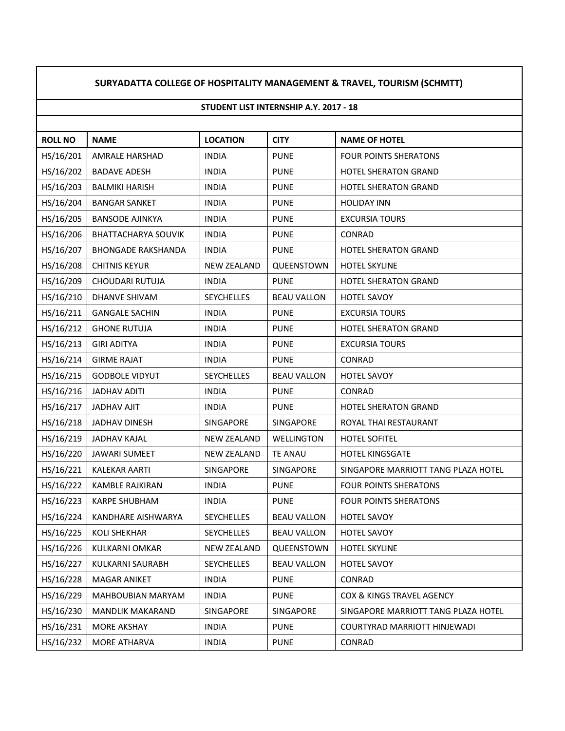## SURYADATTA COLLEGE OF HOSPITALITY MANAGEMENT & TRAVEL, TOURISM (SCHMTT)

### STUDENT LIST INTERNSHIP A.Y. 2017 - 18

| ROLL NO | NAME | LOCATION | CITY | NAME OF HOTEL |
|---|---|---|---|---|
| HS/16/201 | AMRALE HARSHAD | INDIA | PUNE | FOUR POINTS SHERATONS |
| HS/16/202 | BADAVE ADESH | INDIA | PUNE | HOTEL SHERATON GRAND |
| HS/16/203 | BALMIKI HARISH | INDIA | PUNE | HOTEL SHERATON GRAND |
| HS/16/204 | BANGAR SANKET | INDIA | PUNE | HOLIDAY INN |
| HS/16/205 | BANSODE AJINKYA | INDIA | PUNE | EXCURSIA TOURS |
| HS/16/206 | BHATTACHARYA SOUVIK | INDIA | PUNE | CONRAD |
| HS/16/207 | BHONGADE RAKSHANDA | INDIA | PUNE | HOTEL SHERATON GRAND |
| HS/16/208 | CHITNIS KEYUR | NEW ZEALAND | QUEENSTOWN | HOTEL SKYLINE |
| HS/16/209 | CHOUDARI RUTUJA | INDIA | PUNE | HOTEL SHERATON GRAND |
| HS/16/210 | DHANVE SHIVAM | SEYCHELLES | BEAU VALLON | HOTEL SAVOY |
| HS/16/211 | GANGALE SACHIN | INDIA | PUNE | EXCURSIA TOURS |
| HS/16/212 | GHONE RUTUJA | INDIA | PUNE | HOTEL SHERATON GRAND |
| HS/16/213 | GIRI ADITYA | INDIA | PUNE | EXCURSIA TOURS |
| HS/16/214 | GIRME RAJAT | INDIA | PUNE | CONRAD |
| HS/16/215 | GODBOLE VIDYUT | SEYCHELLES | BEAU VALLON | HOTEL SAVOY |
| HS/16/216 | JADHAV ADITI | INDIA | PUNE | CONRAD |
| HS/16/217 | JADHAV AJIT | INDIA | PUNE | HOTEL SHERATON GRAND |
| HS/16/218 | JADHAV DINESH | SINGAPORE | SINGAPORE | ROYAL THAI RESTAURANT |
| HS/16/219 | JADHAV KAJAL | NEW ZEALAND | WELLINGTON | HOTEL SOFITEL |
| HS/16/220 | JAWARI SUMEET | NEW ZEALAND | TE ANAU | HOTEL KINGSGATE |
| HS/16/221 | KALEKAR AARTI | SINGAPORE | SINGAPORE | SINGAPORE MARRIOTT TANG PLAZA HOTEL |
| HS/16/222 | KAMBLE RAJKIRAN | INDIA | PUNE | FOUR POINTS SHERATONS |
| HS/16/223 | KARPE SHUBHAM | INDIA | PUNE | FOUR POINTS SHERATONS |
| HS/16/224 | KANDHARE AISHWARYA | SEYCHELLES | BEAU VALLON | HOTEL SAVOY |
| HS/16/225 | KOLI SHEKHAR | SEYCHELLES | BEAU VALLON | HOTEL SAVOY |
| HS/16/226 | KULKARNI OMKAR | NEW ZEALAND | QUEENSTOWN | HOTEL SKYLINE |
| HS/16/227 | KULKARNI SAURABH | SEYCHELLES | BEAU VALLON | HOTEL SAVOY |
| HS/16/228 | MAGAR ANIKET | INDIA | PUNE | CONRAD |
| HS/16/229 | MAHBOUBIAN MARYAM | INDIA | PUNE | COX & KINGS TRAVEL AGENCY |
| HS/16/230 | MANDLIK MAKARAND | SINGAPORE | SINGAPORE | SINGAPORE MARRIOTT TANG PLAZA HOTEL |
| HS/16/231 | MORE AKSHAY | INDIA | PUNE | COURTYRAD MARRIOTT HINJEWADI |
| HS/16/232 | MORE ATHARVA | INDIA | PUNE | CONRAD |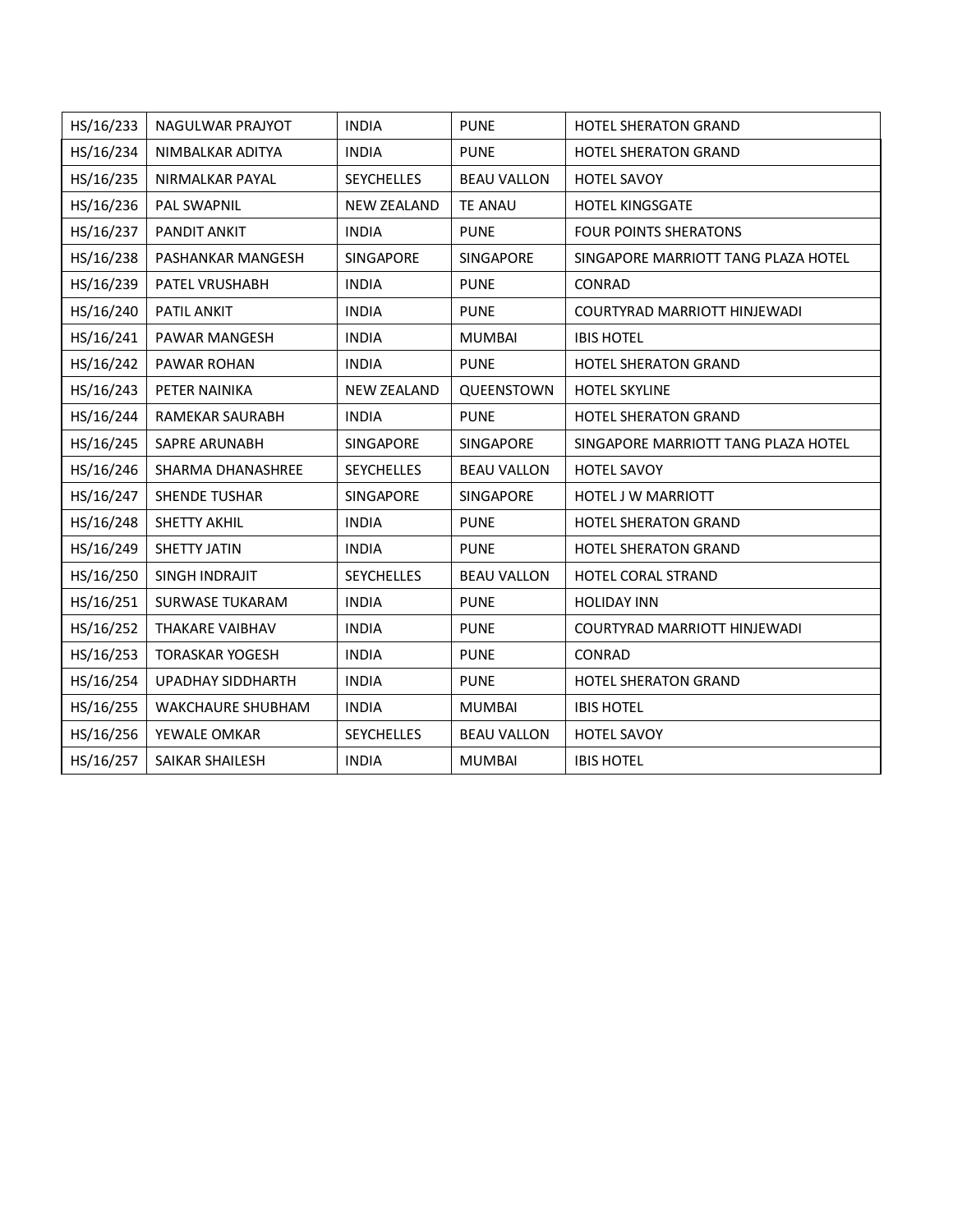| | | | | |
|---|---|---|---|---|
| HS/16/233 | NAGULWAR PRAJYOT | INDIA | PUNE | HOTEL SHERATON GRAND |
| HS/16/234 | NIMBALKAR ADITYA | INDIA | PUNE | HOTEL SHERATON GRAND |
| HS/16/235 | NIRMALKAR PAYAL | SEYCHELLES | BEAU VALLON | HOTEL SAVOY |
| HS/16/236 | PAL SWAPNIL | NEW ZEALAND | TE ANAU | HOTEL KINGSGATE |
| HS/16/237 | PANDIT ANKIT | INDIA | PUNE | FOUR POINTS SHERATONS |
| HS/16/238 | PASHANKAR MANGESH | SINGAPORE | SINGAPORE | SINGAPORE MARRIOTT TANG PLAZA HOTEL |
| HS/16/239 | PATEL VRUSHABH | INDIA | PUNE | CONRAD |
| HS/16/240 | PATIL ANKIT | INDIA | PUNE | COURTYRAD MARRIOTT HINJEWADI |
| HS/16/241 | PAWAR MANGESH | INDIA | MUMBAI | IBIS HOTEL |
| HS/16/242 | PAWAR ROHAN | INDIA | PUNE | HOTEL SHERATON GRAND |
| HS/16/243 | PETER NAINIKA | NEW ZEALAND | QUEENSTOWN | HOTEL SKYLINE |
| HS/16/244 | RAMEKAR SAURABH | INDIA | PUNE | HOTEL SHERATON GRAND |
| HS/16/245 | SAPRE ARUNABH | SINGAPORE | SINGAPORE | SINGAPORE MARRIOTT TANG PLAZA HOTEL |
| HS/16/246 | SHARMA DHANASHREE | SEYCHELLES | BEAU VALLON | HOTEL SAVOY |
| HS/16/247 | SHENDE TUSHAR | SINGAPORE | SINGAPORE | HOTEL J W MARRIOTT |
| HS/16/248 | SHETTY AKHIL | INDIA | PUNE | HOTEL SHERATON GRAND |
| HS/16/249 | SHETTY JATIN | INDIA | PUNE | HOTEL SHERATON GRAND |
| HS/16/250 | SINGH INDRAJIT | SEYCHELLES | BEAU VALLON | HOTEL CORAL STRAND |
| HS/16/251 | SURWASE TUKARAM | INDIA | PUNE | HOLIDAY INN |
| HS/16/252 | THAKARE VAIBHAV | INDIA | PUNE | COURTYRAD MARRIOTT HINJEWADI |
| HS/16/253 | TORASKAR YOGESH | INDIA | PUNE | CONRAD |
| HS/16/254 | UPADHAY SIDDHARTH | INDIA | PUNE | HOTEL SHERATON GRAND |
| HS/16/255 | WAKCHAURE SHUBHAM | INDIA | MUMBAI | IBIS HOTEL |
| HS/16/256 | YEWALE OMKAR | SEYCHELLES | BEAU VALLON | HOTEL SAVOY |
| HS/16/257 | SAIKAR SHAILESH | INDIA | MUMBAI | IBIS HOTEL |